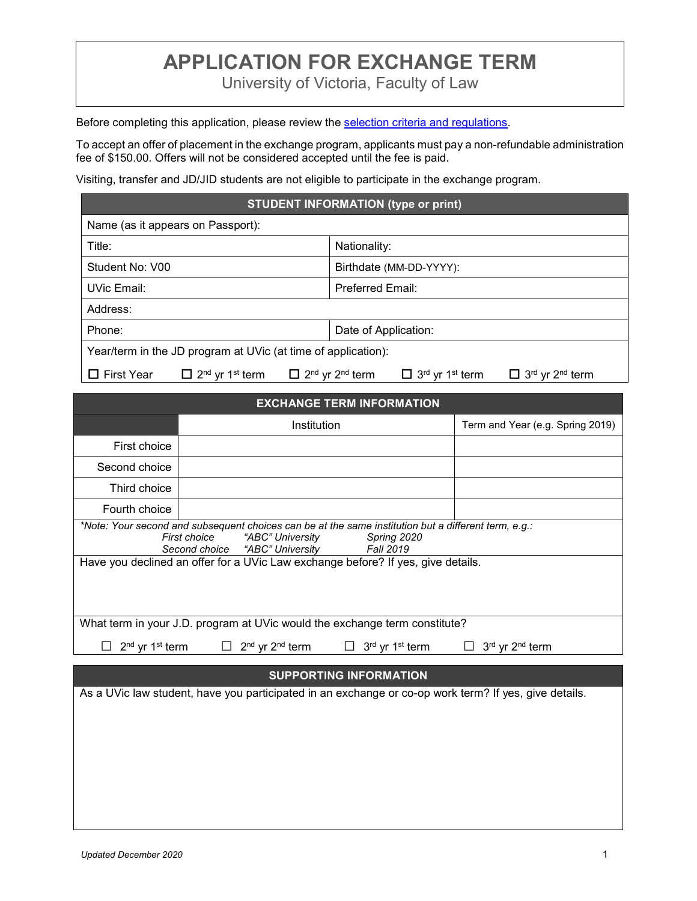# APPLICATION FOR EXCHANGE TERM

University of Victoria, Faculty of Law

Before completing this application, please review the [selection criteria and regulations](selection criteria and regulations).

To accept an offer of placement in the exchange program, applicants must pay a non-refundable administration fee of $150.00. Offers will not be considered accepted until the fee is paid.

Visiting, transfer and JD/JID students are not eligible to participate in the exchange program.

| **STUDENT INFORMATION (type or print)** | |
|---|---|
| Name (as it appears on Passport): | |
| Title: | Nationality: |
| Student No: V00 | Birthdate (MM-DD-YYYY): |
| UVic Email: | Preferred Email: |
| Address: | |
| Phone: | Date of Application: |
| Year/term in the JD program at UVic (at time of application): | |
| ☐ First Year ☐ 2nd yr 1st term ☐ 2nd yr 2nd term ☐ 3rd yr 1st term ☐ 3rd yr 2nd term | |

| **EXCHANGE TERM INFORMATION** | | |
|---|---|---|
| | Institution | Term and Year (e.g. Spring 2019) |
| First choice | | |
| Second choice | | |
| Third choice | | |
| Fourth choice | | |

*\*Note: Your second and subsequent choices can be at the same institution but a different term, e.g.:*

| | | |
|---|---|---|
| *First choice* | *"ABC" University* | *Spring 2020* |
| *Second choice* | *"ABC" University* | *Fall 2019* |

Have you declined an offer for a UVic Law exchange before? If yes, give details.

What term in your J.D. program at UVic would the exchange term constitute?

☐ 2nd yr 1st term ☐ 2nd yr 2nd term ☐ 3rd yr 1st term ☐ 3rd yr 2nd term

## SUPPORTING INFORMATION

As a UVic law student, have you participated in an exchange or co-op work term? If yes, give details.

*Updated December 2020*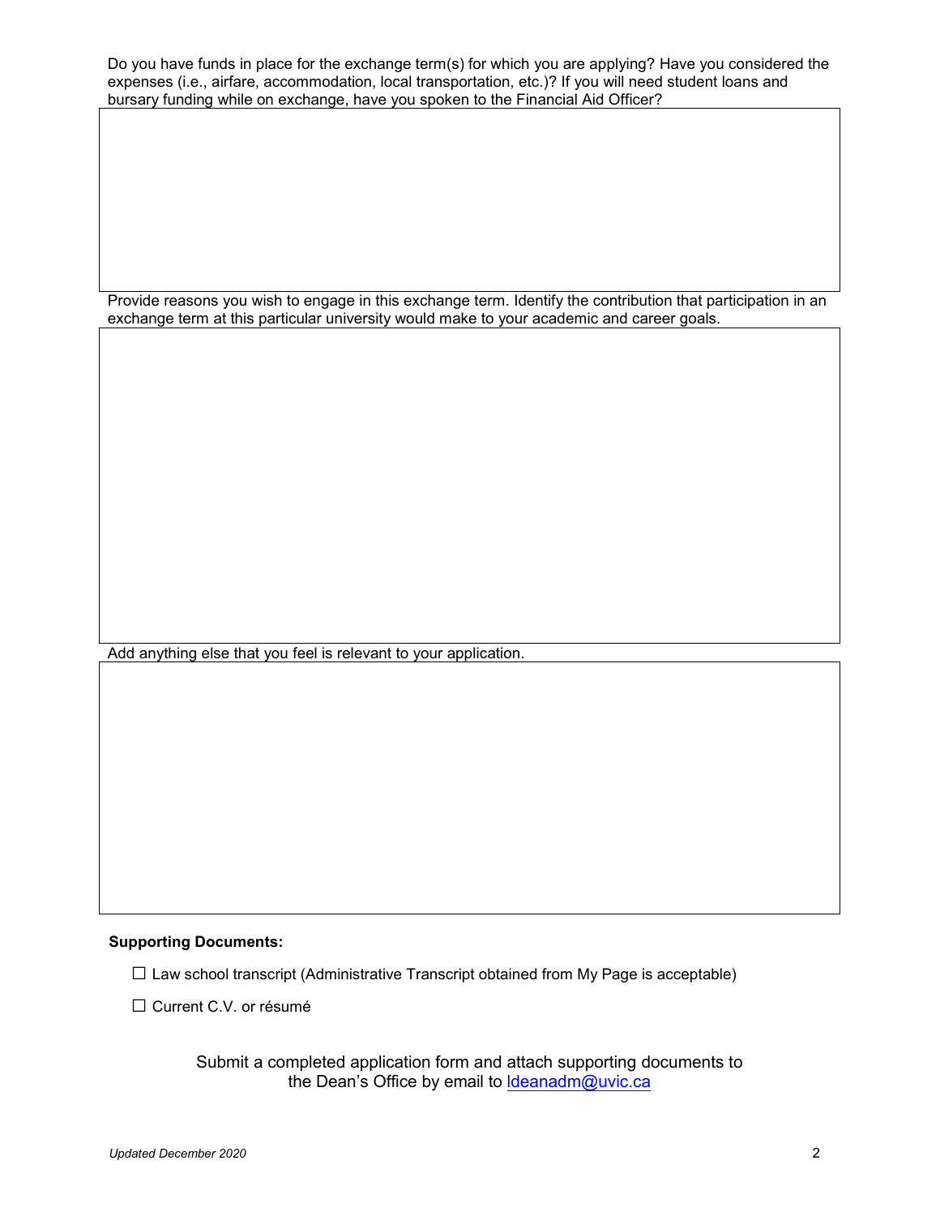Do you have funds in place for the exchange term(s) for which you are applying? Have you considered the expenses (i.e., airfare, accommodation, local transportation, etc.)? If you will need student loans and bursary funding while on exchange, have you spoken to the Financial Aid Officer?

| |
|---|
| |

Provide reasons you wish to engage in this exchange term. Identify the contribution that participation in an exchange term at this particular university would make to your academic and career goals.

| |
|---|
| |

Add anything else that you feel is relevant to your application.

| |
|---|
| |

**Supporting Documents:**

☐ Law school transcript (Administrative Transcript obtained from My Page is acceptable)

☐ Current C.V. or résumé

Submit a completed application form and attach supporting documents to the Dean's Office by email to ldeanadm@uvic.ca

*Updated December 2020*